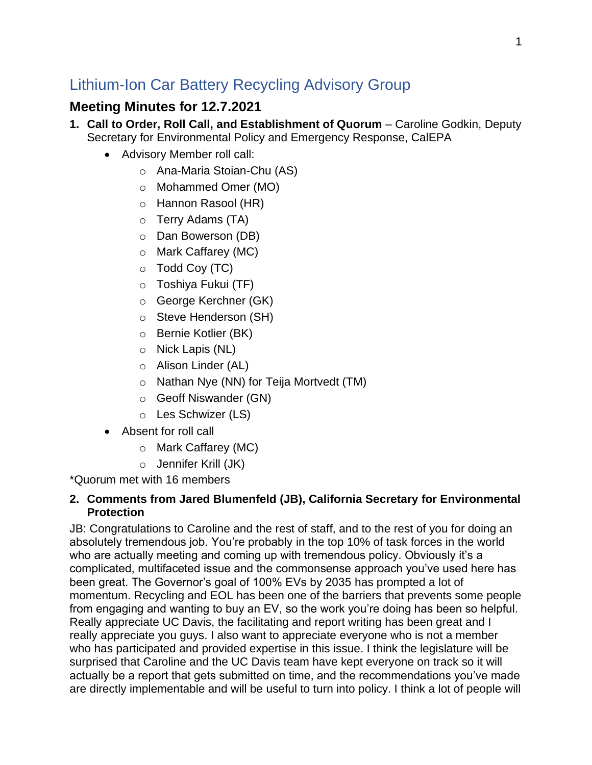# Lithium-Ion Car Battery Recycling Advisory Group

## Meeting Minutes for 12.7.2021

1. **Call to Order, Roll Call, and Establishment of Quorum** – Caroline Godkin, Deputy Secretary for Environmental Policy and Emergency Response, CalEPA
   - Advisory Member roll call:
     - Ana-Maria Stoian-Chu (AS)
     - Mohammed Omer (MO)
     - Hannon Rasool (HR)
     - Terry Adams (TA)
     - Dan Bowerson (DB)
     - Mark Caffarey (MC)
     - Todd Coy (TC)
     - Toshiya Fukui (TF)
     - George Kerchner (GK)
     - Steve Henderson (SH)
     - Bernie Kotlier (BK)
     - Nick Lapis (NL)
     - Alison Linder (AL)
     - Nathan Nye (NN) for Teija Mortvedt (TM)
     - Geoff Niswander (GN)
     - Les Schwizer (LS)
   - Absent for roll call
     - Mark Caffarey (MC)
     - Jennifer Krill (JK)

*Quorum met with 16 members

2. **Comments from Jared Blumenfeld (JB), California Secretary for Environmental Protection**

JB: Congratulations to Caroline and the rest of staff, and to the rest of you for doing an absolutely tremendous job. You're probably in the top 10% of task forces in the world who are actually meeting and coming up with tremendous policy. Obviously it's a complicated, multifaceted issue and the commonsense approach you've used here has been great. The Governor's goal of 100% EVs by 2035 has prompted a lot of momentum. Recycling and EOL has been one of the barriers that prevents some people from engaging and wanting to buy an EV, so the work you're doing has been so helpful. Really appreciate UC Davis, the facilitating and report writing has been great and I really appreciate you guys. I also want to appreciate everyone who is not a member who has participated and provided expertise in this issue. I think the legislature will be surprised that Caroline and the UC Davis team have kept everyone on track so it will actually be a report that gets submitted on time, and the recommendations you've made are directly implementable and will be useful to turn into policy. I think a lot of people will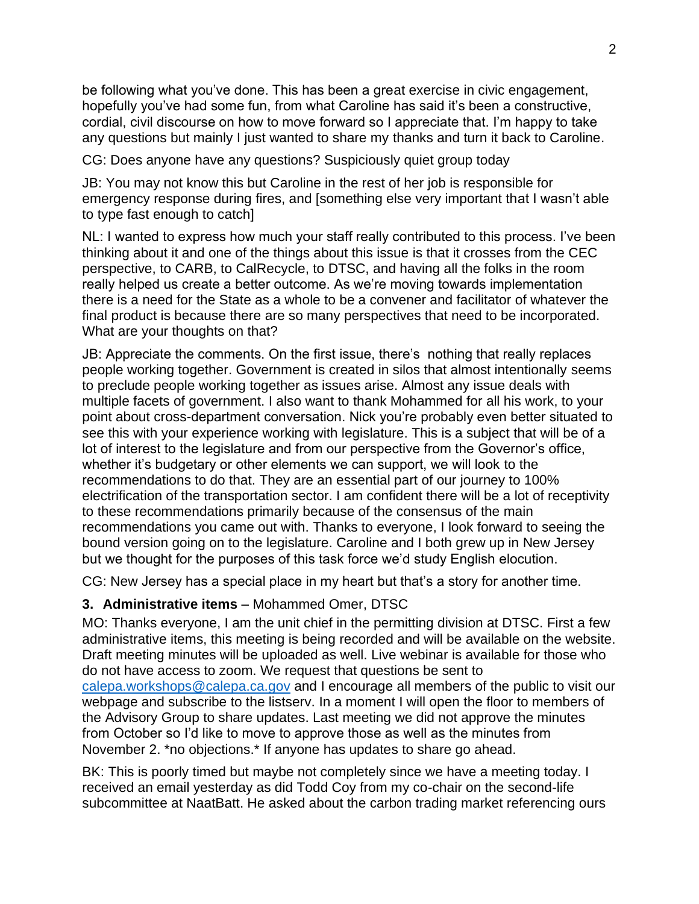be following what you've done. This has been a great exercise in civic engagement, hopefully you've had some fun, from what Caroline has said it's been a constructive, cordial, civil discourse on how to move forward so I appreciate that. I'm happy to take any questions but mainly I just wanted to share my thanks and turn it back to Caroline.

CG: Does anyone have any questions? Suspiciously quiet group today

JB: You may not know this but Caroline in the rest of her job is responsible for emergency response during fires, and [something else very important that I wasn't able to type fast enough to catch]

NL: I wanted to express how much your staff really contributed to this process. I've been thinking about it and one of the things about this issue is that it crosses from the CEC perspective, to CARB, to CalRecycle, to DTSC, and having all the folks in the room really helped us create a better outcome. As we're moving towards implementation there is a need for the State as a whole to be a convener and facilitator of whatever the final product is because there are so many perspectives that need to be incorporated. What are your thoughts on that?

JB: Appreciate the comments. On the first issue, there's nothing that really replaces people working together. Government is created in silos that almost intentionally seems to preclude people working together as issues arise. Almost any issue deals with multiple facets of government. I also want to thank Mohammed for all his work, to your point about cross-department conversation. Nick you're probably even better situated to see this with your experience working with legislature. This is a subject that will be of a lot of interest to the legislature and from our perspective from the Governor's office, whether it's budgetary or other elements we can support, we will look to the recommendations to do that. They are an essential part of our journey to 100% electrification of the transportation sector. I am confident there will be a lot of receptivity to these recommendations primarily because of the consensus of the main recommendations you came out with. Thanks to everyone, I look forward to seeing the bound version going on to the legislature. Caroline and I both grew up in New Jersey but we thought for the purposes of this task force we'd study English elocution.

CG: New Jersey has a special place in my heart but that's a story for another time.

### 3. Administrative items – Mohammed Omer, DTSC

MO: Thanks everyone, I am the unit chief in the permitting division at DTSC. First a few administrative items, this meeting is being recorded and will be available on the website. Draft meeting minutes will be uploaded as well. Live webinar is available for those who do not have access to zoom. We request that questions be sent to calepa.workshops@calepa.ca.gov and I encourage all members of the public to visit our webpage and subscribe to the listserv. In a moment I will open the floor to members of the Advisory Group to share updates. Last meeting we did not approve the minutes from October so I'd like to move to approve those as well as the minutes from November 2. *no objections.* If anyone has updates to share go ahead.

BK: This is poorly timed but maybe not completely since we have a meeting today. I received an email yesterday as did Todd Coy from my co-chair on the second-life subcommittee at NaatBatt. He asked about the carbon trading market referencing ours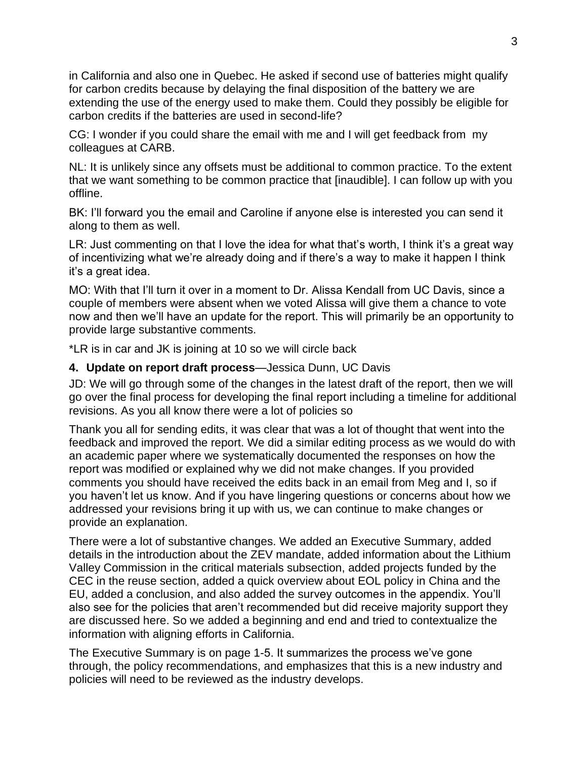in California and also one in Quebec. He asked if second use of batteries might qualify for carbon credits because by delaying the final disposition of the battery we are extending the use of the energy used to make them. Could they possibly be eligible for carbon credits if the batteries are used in second-life?

CG: I wonder if you could share the email with me and I will get feedback from my colleagues at CARB.

NL: It is unlikely since any offsets must be additional to common practice. To the extent that we want something to be common practice that [inaudible]. I can follow up with you offline.

BK: I'll forward you the email and Caroline if anyone else is interested you can send it along to them as well.

LR: Just commenting on that I love the idea for what that's worth, I think it's a great way of incentivizing what we're already doing and if there's a way to make it happen I think it's a great idea.

MO: With that I'll turn it over in a moment to Dr. Alissa Kendall from UC Davis, since a couple of members were absent when we voted Alissa will give them a chance to vote now and then we'll have an update for the report. This will primarily be an opportunity to provide large substantive comments.

*LR is in car and JK is joining at 10 so we will circle back

**4. Update on report draft process**—Jessica Dunn, UC Davis

JD: We will go through some of the changes in the latest draft of the report, then we will go over the final process for developing the final report including a timeline for additional revisions. As you all know there were a lot of policies so

Thank you all for sending edits, it was clear that was a lot of thought that went into the feedback and improved the report. We did a similar editing process as we would do with an academic paper where we systematically documented the responses on how the report was modified or explained why we did not make changes. If you provided comments you should have received the edits back in an email from Meg and I, so if you haven't let us know. And if you have lingering questions or concerns about how we addressed your revisions bring it up with us, we can continue to make changes or provide an explanation.

There were a lot of substantive changes. We added an Executive Summary, added details in the introduction about the ZEV mandate, added information about the Lithium Valley Commission in the critical materials subsection, added projects funded by the CEC in the reuse section, added a quick overview about EOL policy in China and the EU, added a conclusion, and also added the survey outcomes in the appendix. You'll also see for the policies that aren't recommended but did receive majority support they are discussed here. So we added a beginning and end and tried to contextualize the information with aligning efforts in California.

The Executive Summary is on page 1-5. It summarizes the process we've gone through, the policy recommendations, and emphasizes that this is a new industry and policies will need to be reviewed as the industry develops.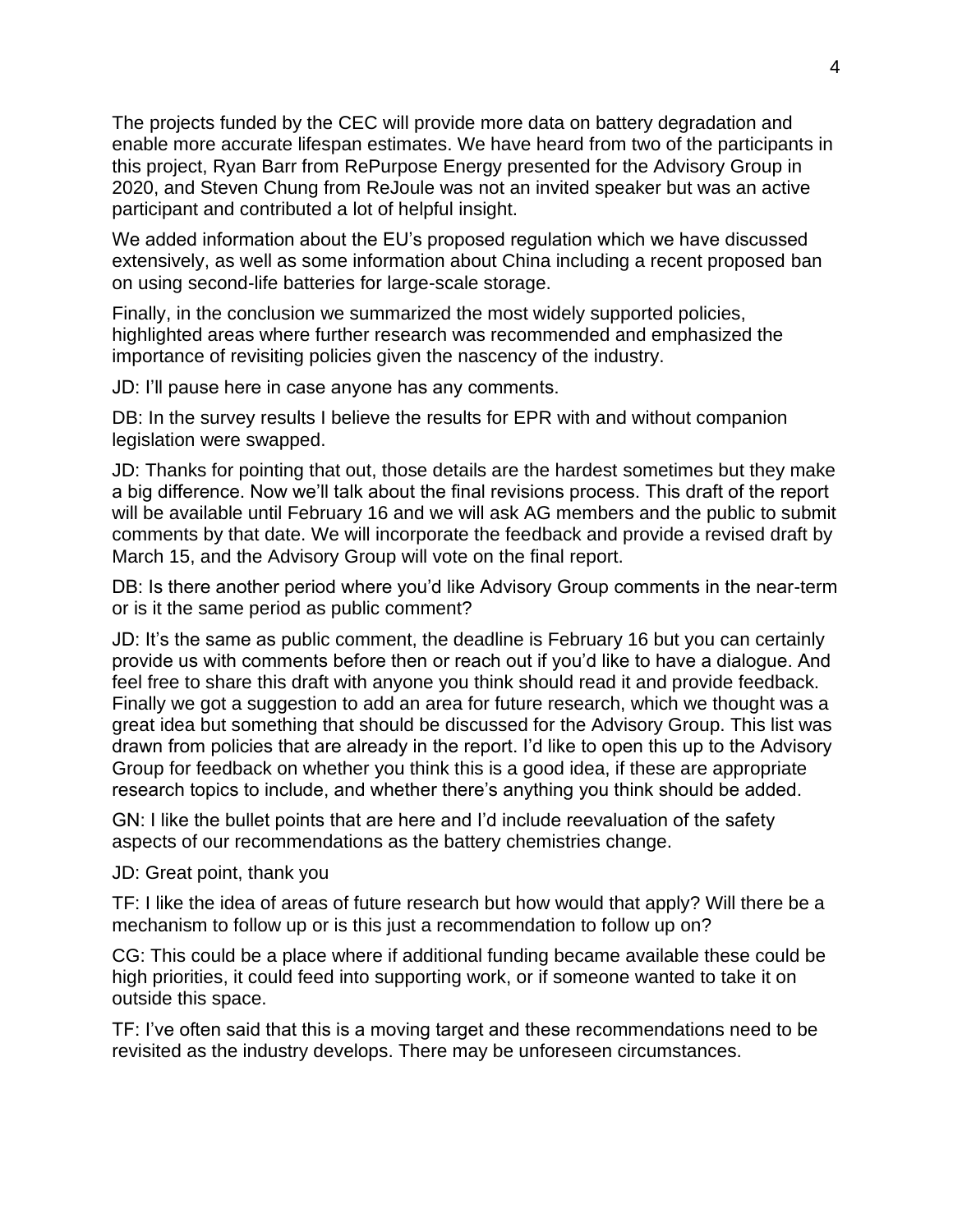The projects funded by the CEC will provide more data on battery degradation and enable more accurate lifespan estimates. We have heard from two of the participants in this project, Ryan Barr from RePurpose Energy presented for the Advisory Group in 2020, and Steven Chung from ReJoule was not an invited speaker but was an active participant and contributed a lot of helpful insight.

We added information about the EU's proposed regulation which we have discussed extensively, as well as some information about China including a recent proposed ban on using second-life batteries for large-scale storage.

Finally, in the conclusion we summarized the most widely supported policies, highlighted areas where further research was recommended and emphasized the importance of revisiting policies given the nascency of the industry.

JD: I'll pause here in case anyone has any comments.

DB: In the survey results I believe the results for EPR with and without companion legislation were swapped.

JD: Thanks for pointing that out, those details are the hardest sometimes but they make a big difference. Now we'll talk about the final revisions process. This draft of the report will be available until February 16 and we will ask AG members and the public to submit comments by that date. We will incorporate the feedback and provide a revised draft by March 15, and the Advisory Group will vote on the final report.

DB: Is there another period where you'd like Advisory Group comments in the near-term or is it the same period as public comment?

JD: It's the same as public comment, the deadline is February 16 but you can certainly provide us with comments before then or reach out if you'd like to have a dialogue. And feel free to share this draft with anyone you think should read it and provide feedback. Finally we got a suggestion to add an area for future research, which we thought was a great idea but something that should be discussed for the Advisory Group. This list was drawn from policies that are already in the report. I'd like to open this up to the Advisory Group for feedback on whether you think this is a good idea, if these are appropriate research topics to include, and whether there's anything you think should be added.

GN: I like the bullet points that are here and I'd include reevaluation of the safety aspects of our recommendations as the battery chemistries change.

JD: Great point, thank you

TF: I like the idea of areas of future research but how would that apply? Will there be a mechanism to follow up or is this just a recommendation to follow up on?

CG: This could be a place where if additional funding became available these could be high priorities, it could feed into supporting work, or if someone wanted to take it on outside this space.

TF: I've often said that this is a moving target and these recommendations need to be revisited as the industry develops. There may be unforeseen circumstances.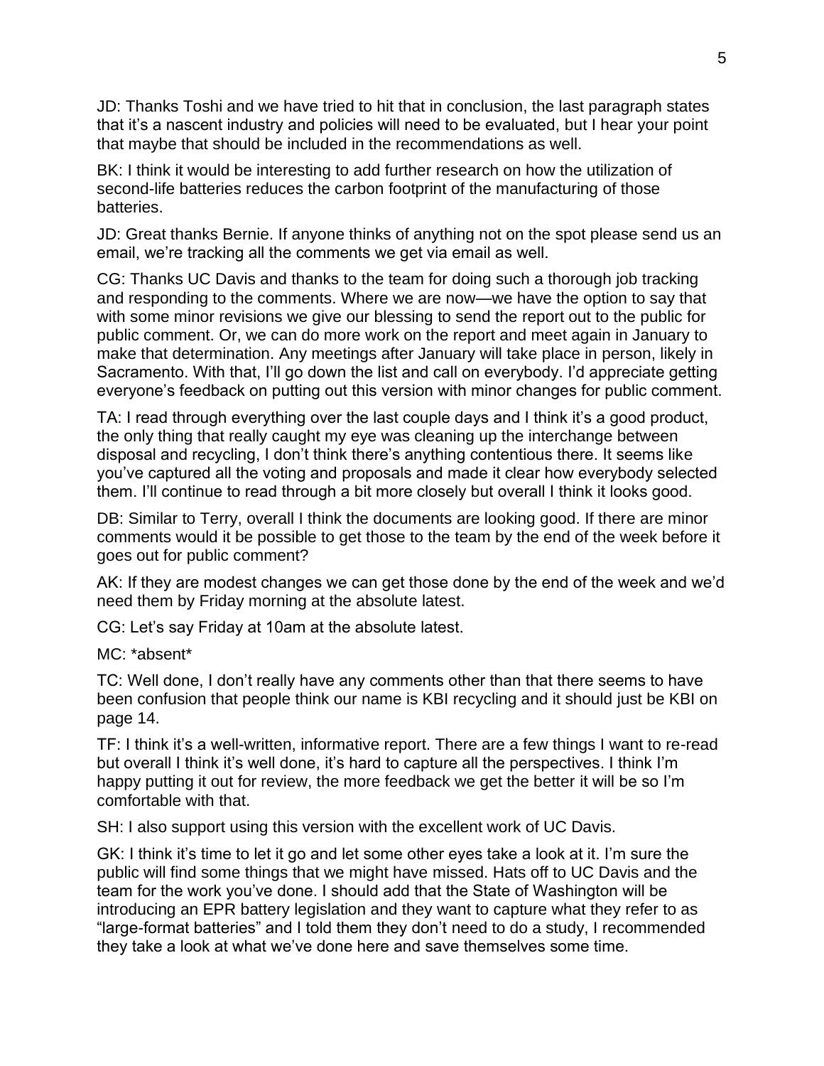JD: Thanks Toshi and we have tried to hit that in conclusion, the last paragraph states that it's a nascent industry and policies will need to be evaluated, but I hear your point that maybe that should be included in the recommendations as well.

BK: I think it would be interesting to add further research on how the utilization of second-life batteries reduces the carbon footprint of the manufacturing of those batteries.

JD: Great thanks Bernie. If anyone thinks of anything not on the spot please send us an email, we're tracking all the comments we get via email as well.

CG: Thanks UC Davis and thanks to the team for doing such a thorough job tracking and responding to the comments. Where we are now—we have the option to say that with some minor revisions we give our blessing to send the report out to the public for public comment. Or, we can do more work on the report and meet again in January to make that determination. Any meetings after January will take place in person, likely in Sacramento. With that, I'll go down the list and call on everybody. I'd appreciate getting everyone's feedback on putting out this version with minor changes for public comment.

TA: I read through everything over the last couple days and I think it's a good product, the only thing that really caught my eye was cleaning up the interchange between disposal and recycling, I don't think there's anything contentious there. It seems like you've captured all the voting and proposals and made it clear how everybody selected them. I'll continue to read through a bit more closely but overall I think it looks good.

DB: Similar to Terry, overall I think the documents are looking good. If there are minor comments would it be possible to get those to the team by the end of the week before it goes out for public comment?

AK: If they are modest changes we can get those done by the end of the week and we'd need them by Friday morning at the absolute latest.

CG: Let's say Friday at 10am at the absolute latest.

MC: *absent*

TC: Well done, I don't really have any comments other than that there seems to have been confusion that people think our name is KBI recycling and it should just be KBI on page 14.

TF: I think it's a well-written, informative report. There are a few things I want to re-read but overall I think it's well done, it's hard to capture all the perspectives. I think I'm happy putting it out for review, the more feedback we get the better it will be so I'm comfortable with that.

SH: I also support using this version with the excellent work of UC Davis.

GK: I think it's time to let it go and let some other eyes take a look at it. I'm sure the public will find some things that we might have missed. Hats off to UC Davis and the team for the work you've done. I should add that the State of Washington will be introducing an EPR battery legislation and they want to capture what they refer to as "large-format batteries" and I told them they don't need to do a study, I recommended they take a look at what we've done here and save themselves some time.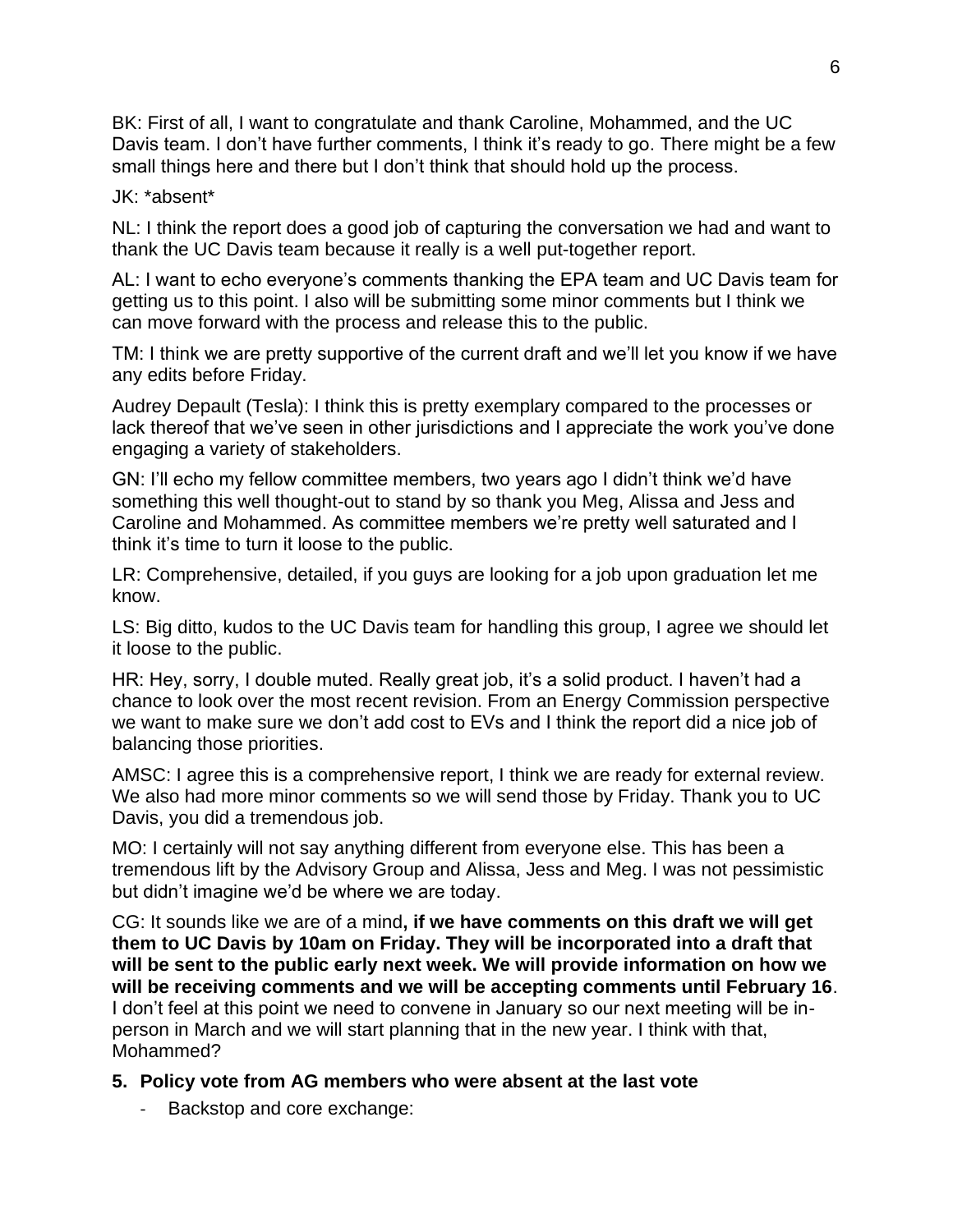BK: First of all, I want to congratulate and thank Caroline, Mohammed, and the UC Davis team. I don't have further comments, I think it's ready to go. There might be a few small things here and there but I don't think that should hold up the process.

JK: *absent*

NL: I think the report does a good job of capturing the conversation we had and want to thank the UC Davis team because it really is a well put-together report.

AL: I want to echo everyone's comments thanking the EPA team and UC Davis team for getting us to this point. I also will be submitting some minor comments but I think we can move forward with the process and release this to the public.

TM: I think we are pretty supportive of the current draft and we'll let you know if we have any edits before Friday.

Audrey Depault (Tesla): I think this is pretty exemplary compared to the processes or lack thereof that we've seen in other jurisdictions and I appreciate the work you've done engaging a variety of stakeholders.

GN: I'll echo my fellow committee members, two years ago I didn't think we'd have something this well thought-out to stand by so thank you Meg, Alissa and Jess and Caroline and Mohammed. As committee members we're pretty well saturated and I think it's time to turn it loose to the public.

LR: Comprehensive, detailed, if you guys are looking for a job upon graduation let me know.

LS: Big ditto, kudos to the UC Davis team for handling this group, I agree we should let it loose to the public.

HR: Hey, sorry, I double muted. Really great job, it's a solid product. I haven't had a chance to look over the most recent revision. From an Energy Commission perspective we want to make sure we don't add cost to EVs and I think the report did a nice job of balancing those priorities.

AMSC: I agree this is a comprehensive report, I think we are ready for external review. We also had more minor comments so we will send those by Friday. Thank you to UC Davis, you did a tremendous job.

MO: I certainly will not say anything different from everyone else. This has been a tremendous lift by the Advisory Group and Alissa, Jess and Meg. I was not pessimistic but didn't imagine we'd be where we are today.

CG: It sounds like we are of a mind**, if we have comments on this draft we will get them to UC Davis by 10am on Friday. They will be incorporated into a draft that will be sent to the public early next week. We will provide information on how we will be receiving comments and we will be accepting comments until February 16**. I don't feel at this point we need to convene in January so our next meeting will be in-person in March and we will start planning that in the new year. I think with that, Mohammed?

**5. Policy vote from AG members who were absent at the last vote**

- Backstop and core exchange: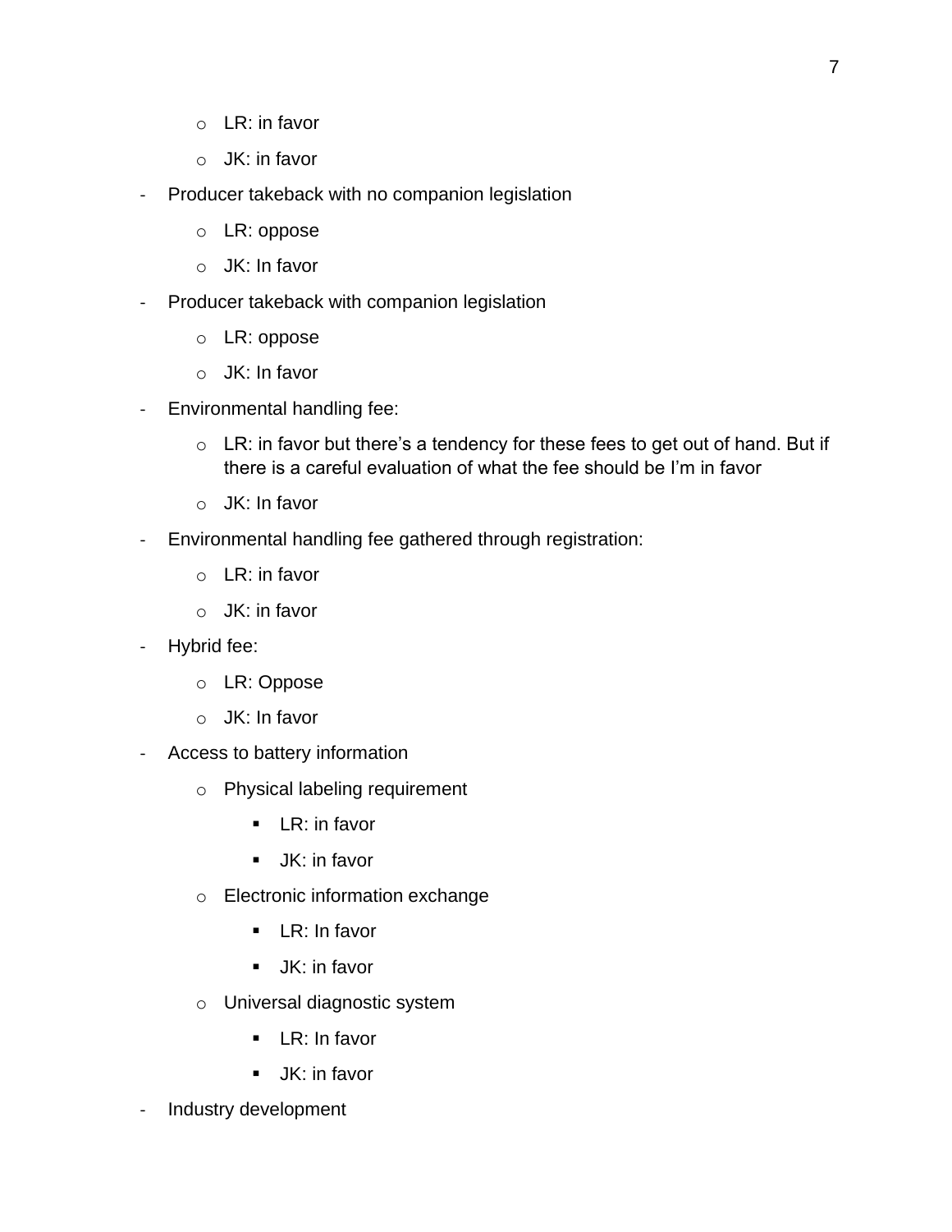- LR: in favor
  - JK: in favor
- Producer takeback with no companion legislation
  - LR: oppose
  - JK: In favor
- Producer takeback with companion legislation
  - LR: oppose
  - JK: In favor
- Environmental handling fee:
  - LR: in favor but there's a tendency for these fees to get out of hand. But if there is a careful evaluation of what the fee should be I'm in favor
  - JK: In favor
- Environmental handling fee gathered through registration:
  - LR: in favor
  - JK: in favor
- Hybrid fee:
  - LR: Oppose
  - JK: In favor
- Access to battery information
  - Physical labeling requirement
    - LR: in favor
    - JK: in favor
  - Electronic information exchange
    - LR: In favor
    - JK: in favor
  - Universal diagnostic system
    - LR: In favor
    - JK: in favor
- Industry development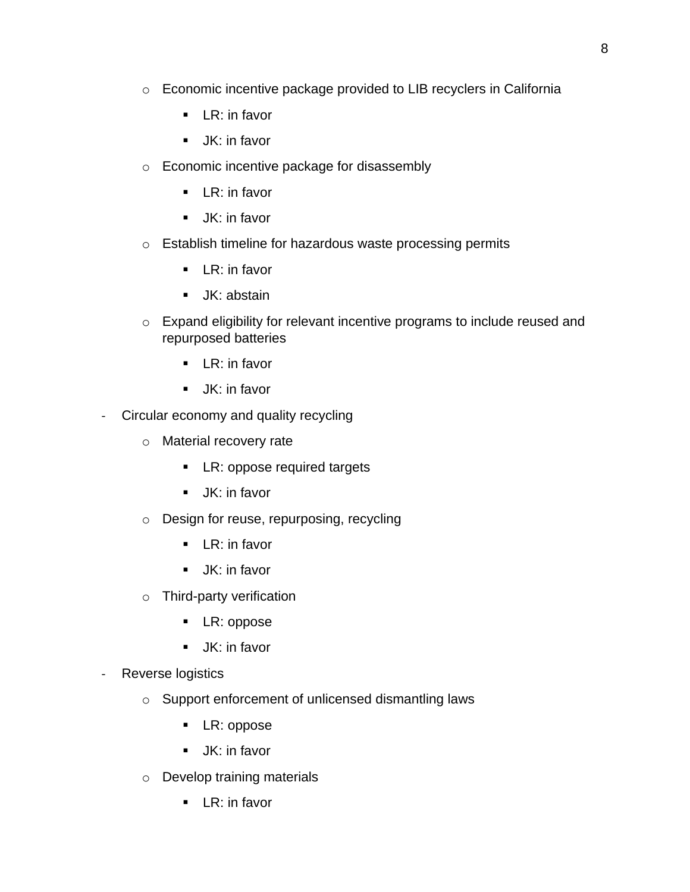- Economic incentive package provided to LIB recyclers in California
    - LR: in favor
    - JK: in favor
  - Economic incentive package for disassembly
    - LR: in favor
    - JK: in favor
  - Establish timeline for hazardous waste processing permits
    - LR: in favor
    - JK: abstain
  - Expand eligibility for relevant incentive programs to include reused and repurposed batteries
    - LR: in favor
    - JK: in favor
- Circular economy and quality recycling
  - Material recovery rate
    - LR: oppose required targets
    - JK: in favor
  - Design for reuse, repurposing, recycling
    - LR: in favor
    - JK: in favor
  - Third-party verification
    - LR: oppose
    - JK: in favor
- Reverse logistics
  - Support enforcement of unlicensed dismantling laws
    - LR: oppose
    - JK: in favor
  - Develop training materials
    - LR: in favor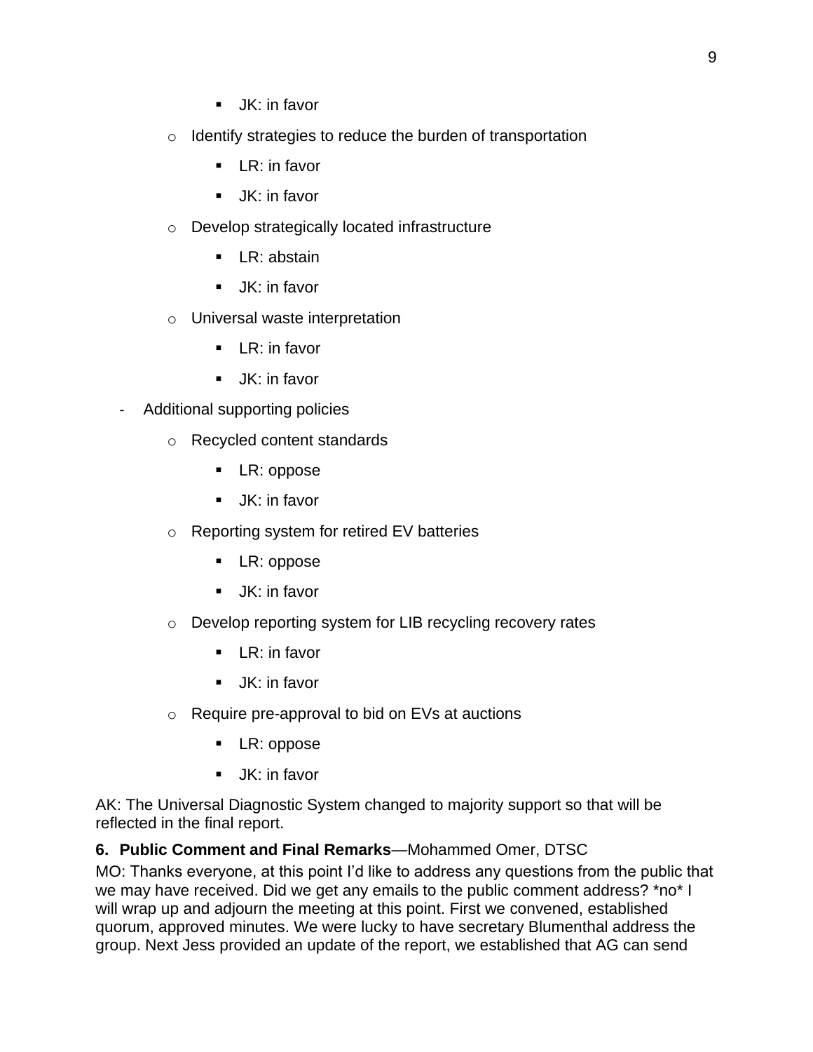- JK: in favor
    - Identify strategies to reduce the burden of transportation
        - LR: in favor
        - JK: in favor
    - Develop strategically located infrastructure
        - LR: abstain
        - JK: in favor
    - Universal waste interpretation
        - LR: in favor
        - JK: in favor
- Additional supporting policies
    - Recycled content standards
        - LR: oppose
        - JK: in favor
    - Reporting system for retired EV batteries
        - LR: oppose
        - JK: in favor
    - Develop reporting system for LIB recycling recovery rates
        - LR: in favor
        - JK: in favor
    - Require pre-approval to bid on EVs at auctions
        - LR: oppose
        - JK: in favor

AK: The Universal Diagnostic System changed to majority support so that will be reflected in the final report.

**6. Public Comment and Final Remarks**—Mohammed Omer, DTSC

MO: Thanks everyone, at this point I'd like to address any questions from the public that we may have received. Did we get any emails to the public comment address? *no* I will wrap up and adjourn the meeting at this point. First we convened, established quorum, approved minutes. We were lucky to have secretary Blumenthal address the group. Next Jess provided an update of the report, we established that AG can send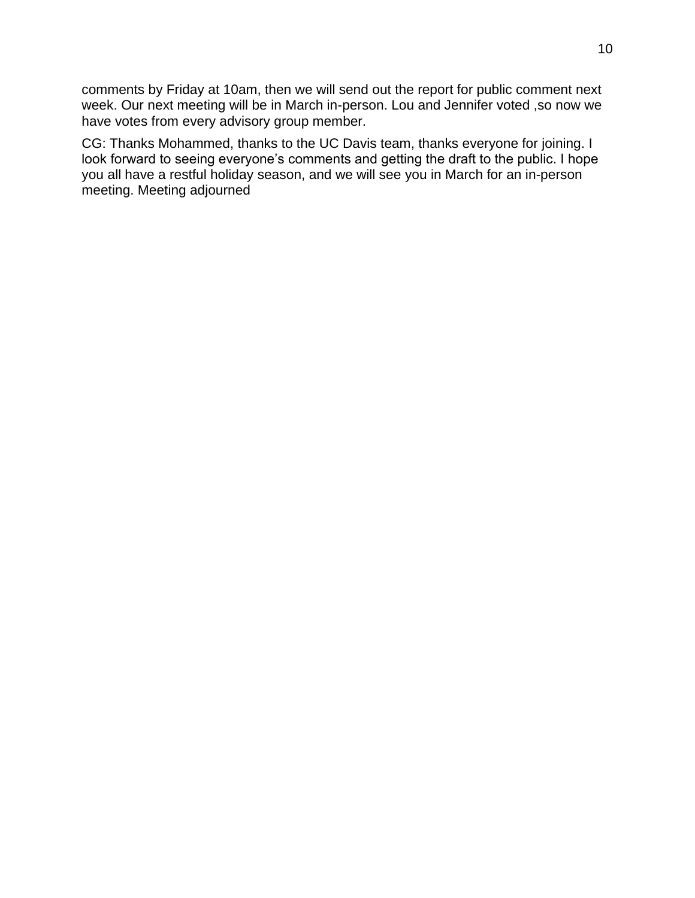comments by Friday at 10am, then we will send out the report for public comment next week. Our next meeting will be in March in-person. Lou and Jennifer voted ,so now we have votes from every advisory group member.

CG: Thanks Mohammed, thanks to the UC Davis team, thanks everyone for joining. I look forward to seeing everyone's comments and getting the draft to the public. I hope you all have a restful holiday season, and we will see you in March for an in-person meeting. Meeting adjourned